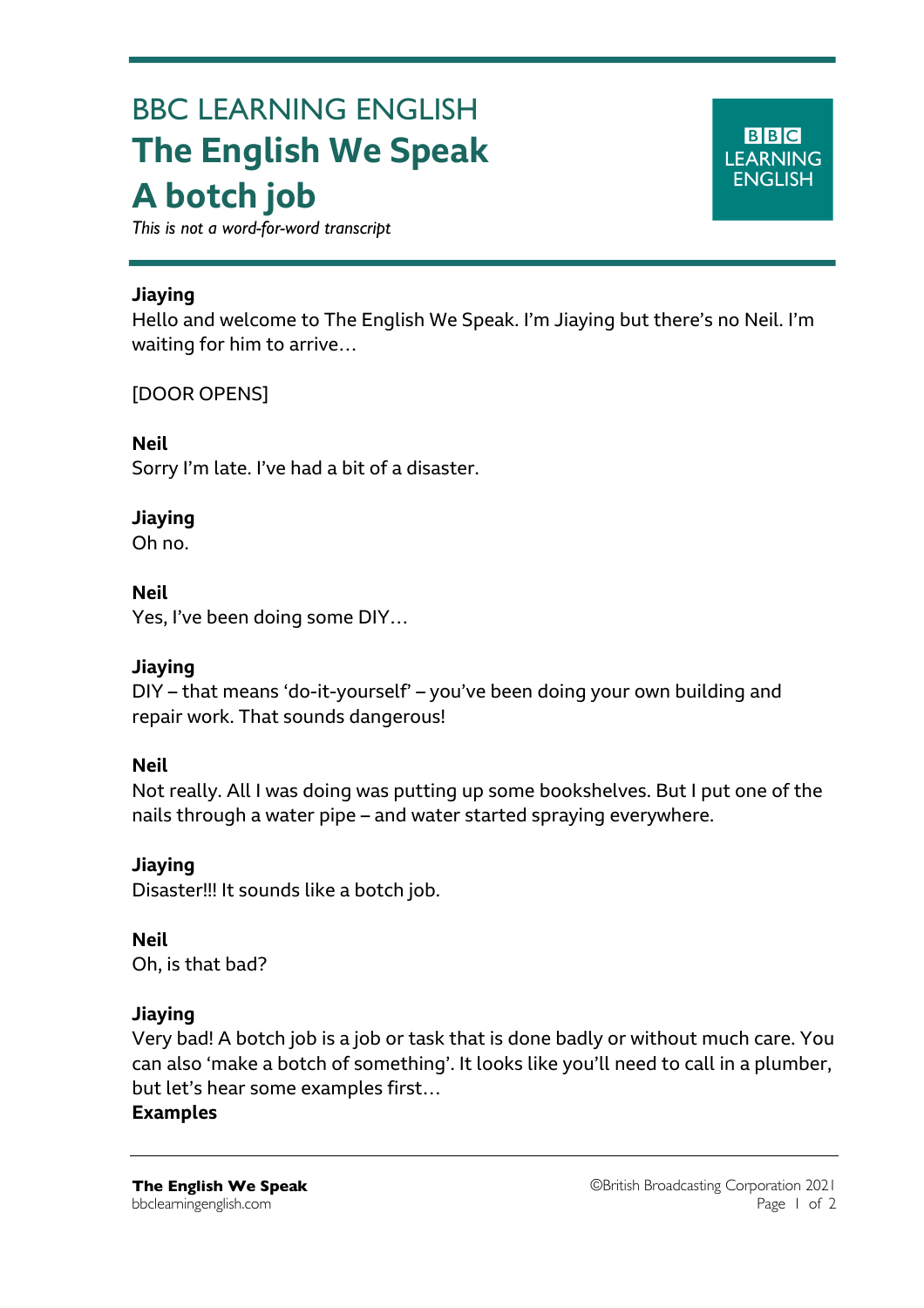BBC LEARNING ENGLISH

# The English We Speak
# A botch job

*This is not a word-for-word transcript*

**Jiaying**
Hello and welcome to The English We Speak. I'm Jiaying but there's no Neil. I'm waiting for him to arrive…

[DOOR OPENS]

**Neil**
Sorry I'm late. I've had a bit of a disaster.

**Jiaying**
Oh no.

**Neil**
Yes, I've been doing some DIY…

**Jiaying**
DIY – that means 'do-it-yourself' – you've been doing your own building and repair work. That sounds dangerous!

**Neil**
Not really. All I was doing was putting up some bookshelves. But I put one of the nails through a water pipe – and water started spraying everywhere.

**Jiaying**
Disaster!!! It sounds like a botch job.

**Neil**
Oh, is that bad?

**Jiaying**
Very bad! A botch job is a job or task that is done badly or without much care. You can also 'make a botch of something'. It looks like you'll need to call in a plumber, but let's hear some examples first…

**Examples**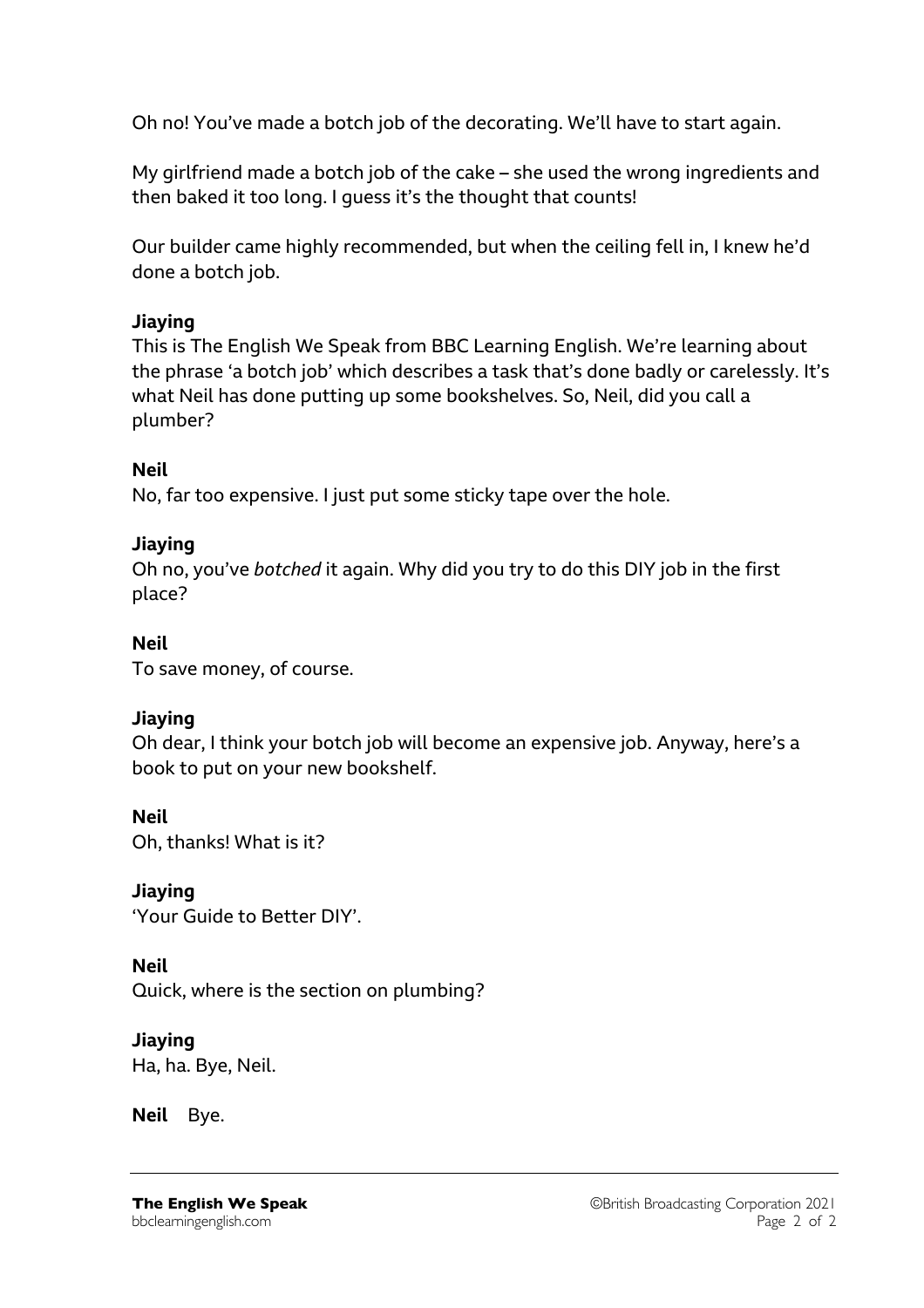Oh no! You've made a botch job of the decorating. We'll have to start again.

My girlfriend made a botch job of the cake – she used the wrong ingredients and then baked it too long. I guess it's the thought that counts!

Our builder came highly recommended, but when the ceiling fell in, I knew he'd done a botch job.

**Jiaying**
This is The English We Speak from BBC Learning English. We're learning about the phrase 'a botch job' which describes a task that's done badly or carelessly. It's what Neil has done putting up some bookshelves. So, Neil, did you call a plumber?

**Neil**
No, far too expensive. I just put some sticky tape over the hole.

**Jiaying**
Oh no, you've *botched* it again. Why did you try to do this DIY job in the first place?

**Neil**
To save money, of course.

**Jiaying**
Oh dear, I think your botch job will become an expensive job. Anyway, here's a book to put on your new bookshelf.

**Neil**
Oh, thanks! What is it?

**Jiaying**
'Your Guide to Better DIY'.

**Neil**
Quick, where is the section on plumbing?

**Jiaying**
Ha, ha. Bye, Neil.

**Neil** Bye.